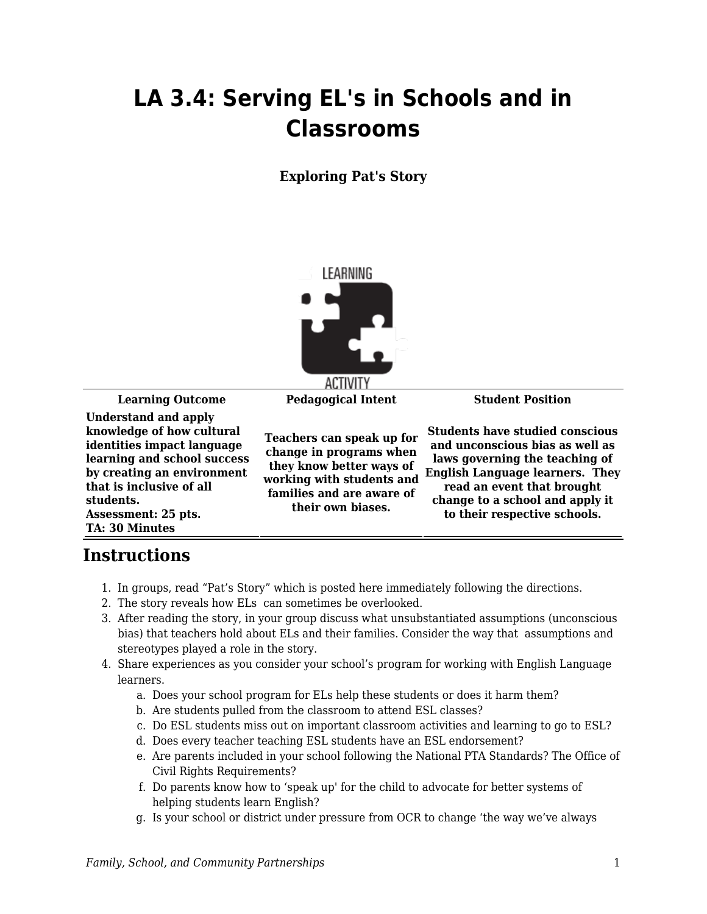# LA 3.4: Serving EL's in Schools and in Classrooms

**Exploring Pat's Story**

| Learning Outcome | Pedagogical Intent | Student Position |
|---|---|---|
| **Understand and apply knowledge of how cultural identities impact language learning and school success by creating an environment that is inclusive of all students.** **Assessment: 25 pts.** **TA: 30 Minutes** | **Teachers can speak up for change in programs when they know better ways of working with students and families and are aware of their own biases.** | **Students have studied conscious and unconscious bias as well as laws governing the teaching of English Language learners. They read an event that brought change to a school and apply it to their respective schools.** |

## Instructions

1. In groups, read "Pat's Story" which is posted here immediately following the directions.
2. The story reveals how ELs can sometimes be overlooked.
3. After reading the story, in your group discuss what unsubstantiated assumptions (unconscious bias) that teachers hold about ELs and their families. Consider the way that assumptions and stereotypes played a role in the story.
4. Share experiences as you consider your school's program for working with English Language learners.
   a. Does your school program for ELs help these students or does it harm them?
   b. Are students pulled from the classroom to attend ESL classes?
   c. Do ESL students miss out on important classroom activities and learning to go to ESL?
   d. Does every teacher teaching ESL students have an ESL endorsement?
   e. Are parents included in your school following the National PTA Standards? The Office of Civil Rights Requirements?
   f. Do parents know how to 'speak up' for the child to advocate for better systems of helping students learn English?
   g. Is your school or district under pressure from OCR to change 'the way we've always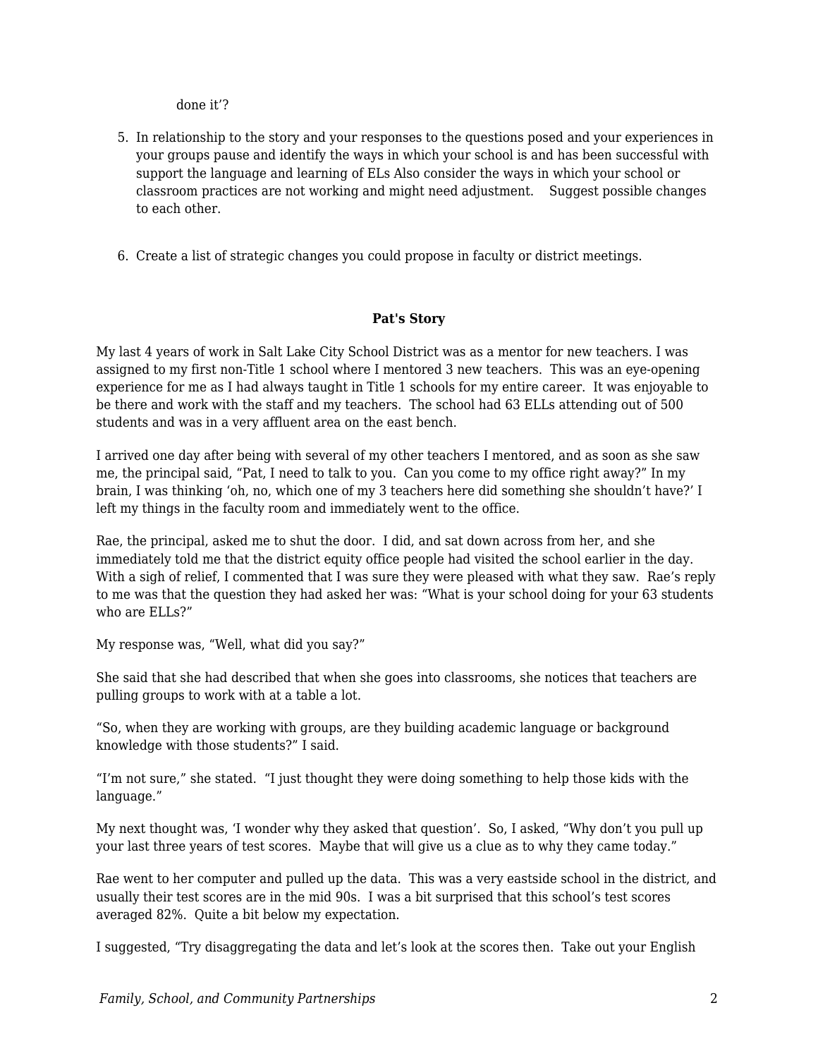done it'?

5. In relationship to the story and your responses to the questions posed and your experiences in your groups pause and identify the ways in which your school is and has been successful with support the language and learning of ELs Also consider the ways in which your school or classroom practices are not working and might need adjustment. Suggest possible changes to each other.

6. Create a list of strategic changes you could propose in faculty or district meetings.

**Pat's Story**

My last 4 years of work in Salt Lake City School District was as a mentor for new teachers. I was assigned to my first non-Title 1 school where I mentored 3 new teachers. This was an eye-opening experience for me as I had always taught in Title 1 schools for my entire career. It was enjoyable to be there and work with the staff and my teachers. The school had 63 ELLs attending out of 500 students and was in a very affluent area on the east bench.

I arrived one day after being with several of my other teachers I mentored, and as soon as she saw me, the principal said, "Pat, I need to talk to you. Can you come to my office right away?" In my brain, I was thinking 'oh, no, which one of my 3 teachers here did something she shouldn't have?' I left my things in the faculty room and immediately went to the office.

Rae, the principal, asked me to shut the door. I did, and sat down across from her, and she immediately told me that the district equity office people had visited the school earlier in the day. With a sigh of relief, I commented that I was sure they were pleased with what they saw. Rae's reply to me was that the question they had asked her was: "What is your school doing for your 63 students who are ELLs?"

My response was, "Well, what did you say?"

She said that she had described that when she goes into classrooms, she notices that teachers are pulling groups to work with at a table a lot.

"So, when they are working with groups, are they building academic language or background knowledge with those students?" I said.

"I'm not sure," she stated. "I just thought they were doing something to help those kids with the language."

My next thought was, 'I wonder why they asked that question'. So, I asked, "Why don't you pull up your last three years of test scores. Maybe that will give us a clue as to why they came today."

Rae went to her computer and pulled up the data. This was a very eastside school in the district, and usually their test scores are in the mid 90s. I was a bit surprised that this school's test scores averaged 82%. Quite a bit below my expectation.

I suggested, "Try disaggregating the data and let's look at the scores then. Take out your English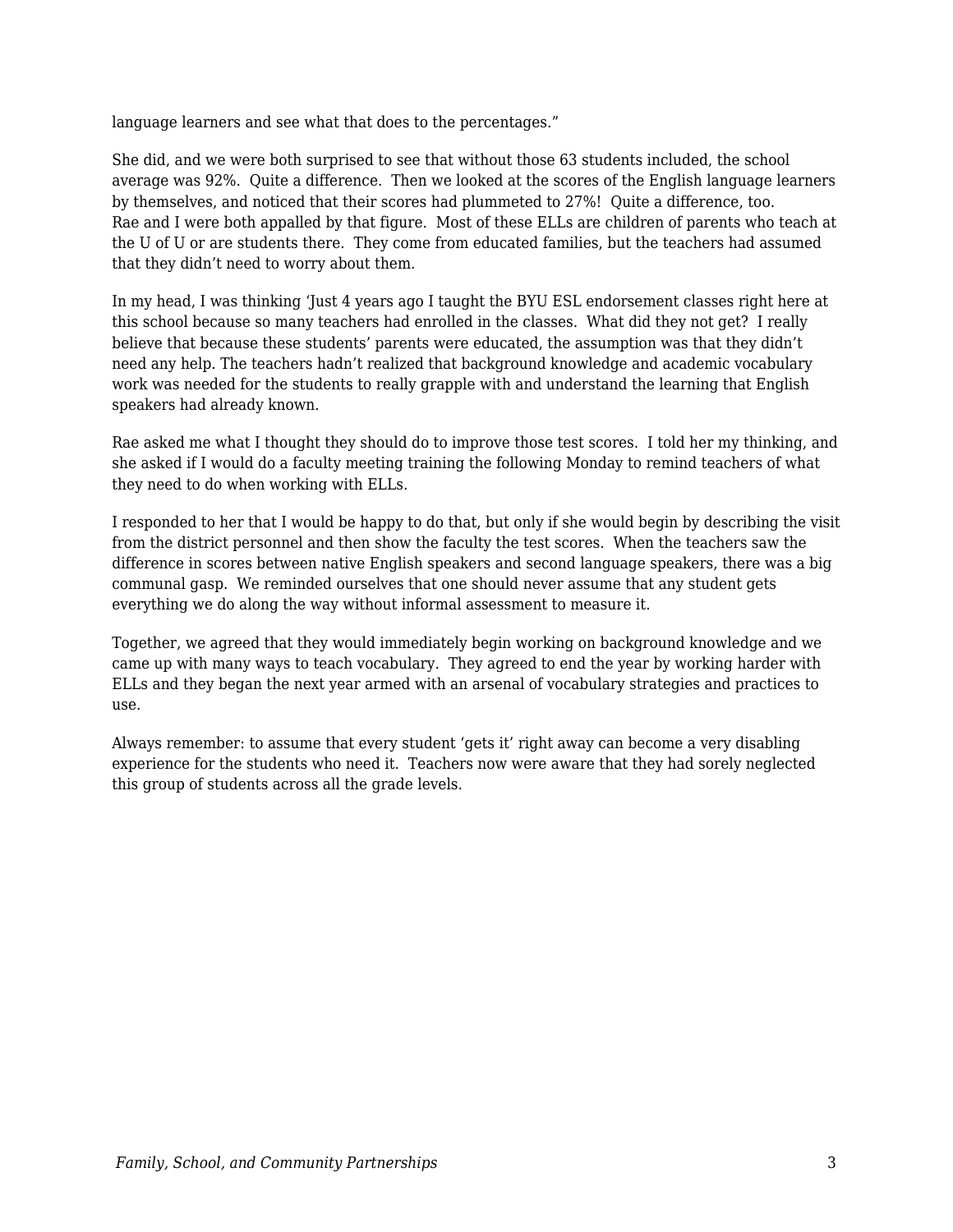language learners and see what that does to the percentages."

She did, and we were both surprised to see that without those 63 students included, the school average was 92%. Quite a difference. Then we looked at the scores of the English language learners by themselves, and noticed that their scores had plummeted to 27%! Quite a difference, too. Rae and I were both appalled by that figure. Most of these ELLs are children of parents who teach at the U of U or are students there. They come from educated families, but the teachers had assumed that they didn't need to worry about them.

In my head, I was thinking 'Just 4 years ago I taught the BYU ESL endorsement classes right here at this school because so many teachers had enrolled in the classes. What did they not get? I really believe that because these students' parents were educated, the assumption was that they didn't need any help. The teachers hadn't realized that background knowledge and academic vocabulary work was needed for the students to really grapple with and understand the learning that English speakers had already known.

Rae asked me what I thought they should do to improve those test scores. I told her my thinking, and she asked if I would do a faculty meeting training the following Monday to remind teachers of what they need to do when working with ELLs.

I responded to her that I would be happy to do that, but only if she would begin by describing the visit from the district personnel and then show the faculty the test scores. When the teachers saw the difference in scores between native English speakers and second language speakers, there was a big communal gasp. We reminded ourselves that one should never assume that any student gets everything we do along the way without informal assessment to measure it.

Together, we agreed that they would immediately begin working on background knowledge and we came up with many ways to teach vocabulary. They agreed to end the year by working harder with ELLs and they began the next year armed with an arsenal of vocabulary strategies and practices to use.

Always remember: to assume that every student 'gets it' right away can become a very disabling experience for the students who need it. Teachers now were aware that they had sorely neglected this group of students across all the grade levels.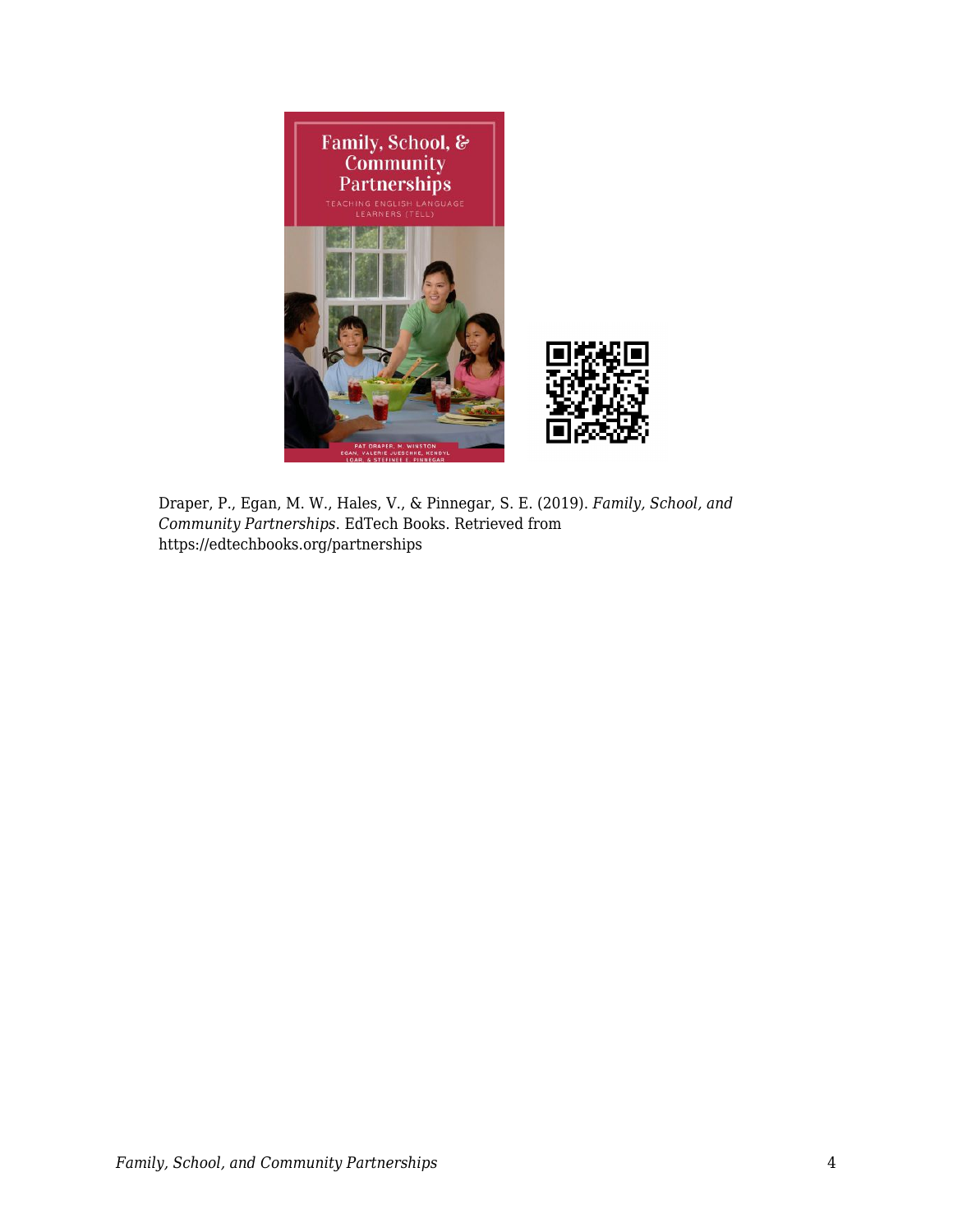Draper, P., Egan, M. W., Hales, V., & Pinnegar, S. E. (2019). *Family, School, and Community Partnerships*. EdTech Books. Retrieved from https://edtechbooks.org/partnerships